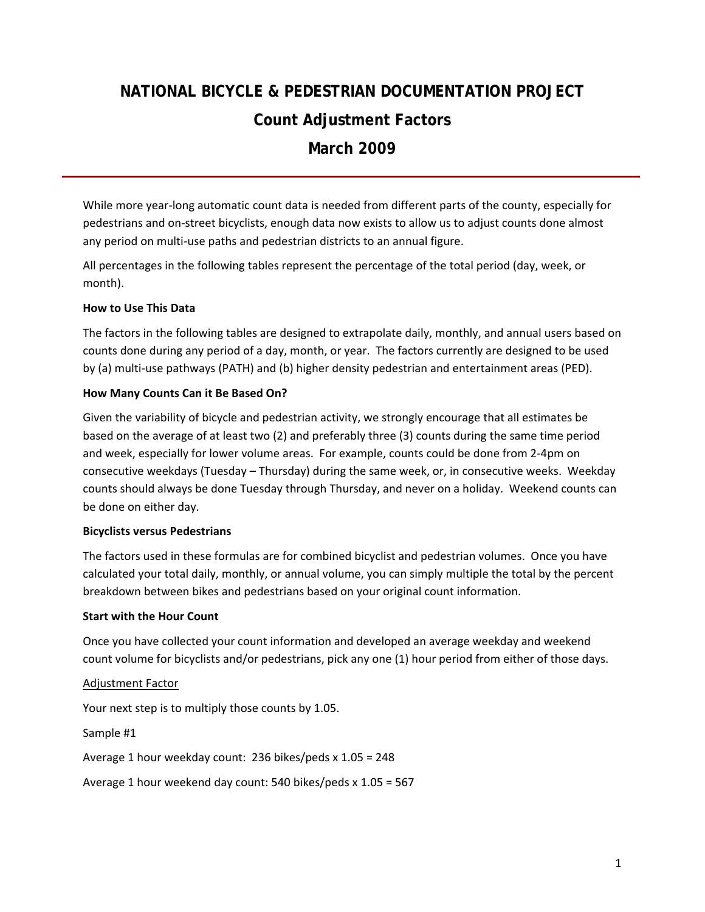# NATIONAL BICYCLE & PEDESTRIAN DOCUMENTATION PROJECT

## Count Adjustment Factors

## March 2009

While more year-long automatic count data is needed from different parts of the county, especially for pedestrians and on-street bicyclists, enough data now exists to allow us to adjust counts done almost any period on multi-use paths and pedestrian districts to an annual figure.

All percentages in the following tables represent the percentage of the total period (day, week, or month).

**How to Use This Data**

The factors in the following tables are designed to extrapolate daily, monthly, and annual users based on counts done during any period of a day, month, or year. The factors currently are designed to be used by (a) multi-use pathways (PATH) and (b) higher density pedestrian and entertainment areas (PED).

**How Many Counts Can it Be Based On?**

Given the variability of bicycle and pedestrian activity, we strongly encourage that all estimates be based on the average of at least two (2) and preferably three (3) counts during the same time period and week, especially for lower volume areas. For example, counts could be done from 2-4pm on consecutive weekdays (Tuesday – Thursday) during the same week, or, in consecutive weeks. Weekday counts should always be done Tuesday through Thursday, and never on a holiday. Weekend counts can be done on either day.

**Bicyclists versus Pedestrians**

The factors used in these formulas are for combined bicyclist and pedestrian volumes. Once you have calculated your total daily, monthly, or annual volume, you can simply multiple the total by the percent breakdown between bikes and pedestrians based on your original count information.

**Start with the Hour Count**

Once you have collected your count information and developed an average weekday and weekend count volume for bicyclists and/or pedestrians, pick any one (1) hour period from either of those days.

<u>Adjustment Factor</u>

Your next step is to multiply those counts by 1.05.

Sample #1

Average 1 hour weekday count: 236 bikes/peds x 1.05 = 248

Average 1 hour weekend day count: 540 bikes/peds x 1.05 = 567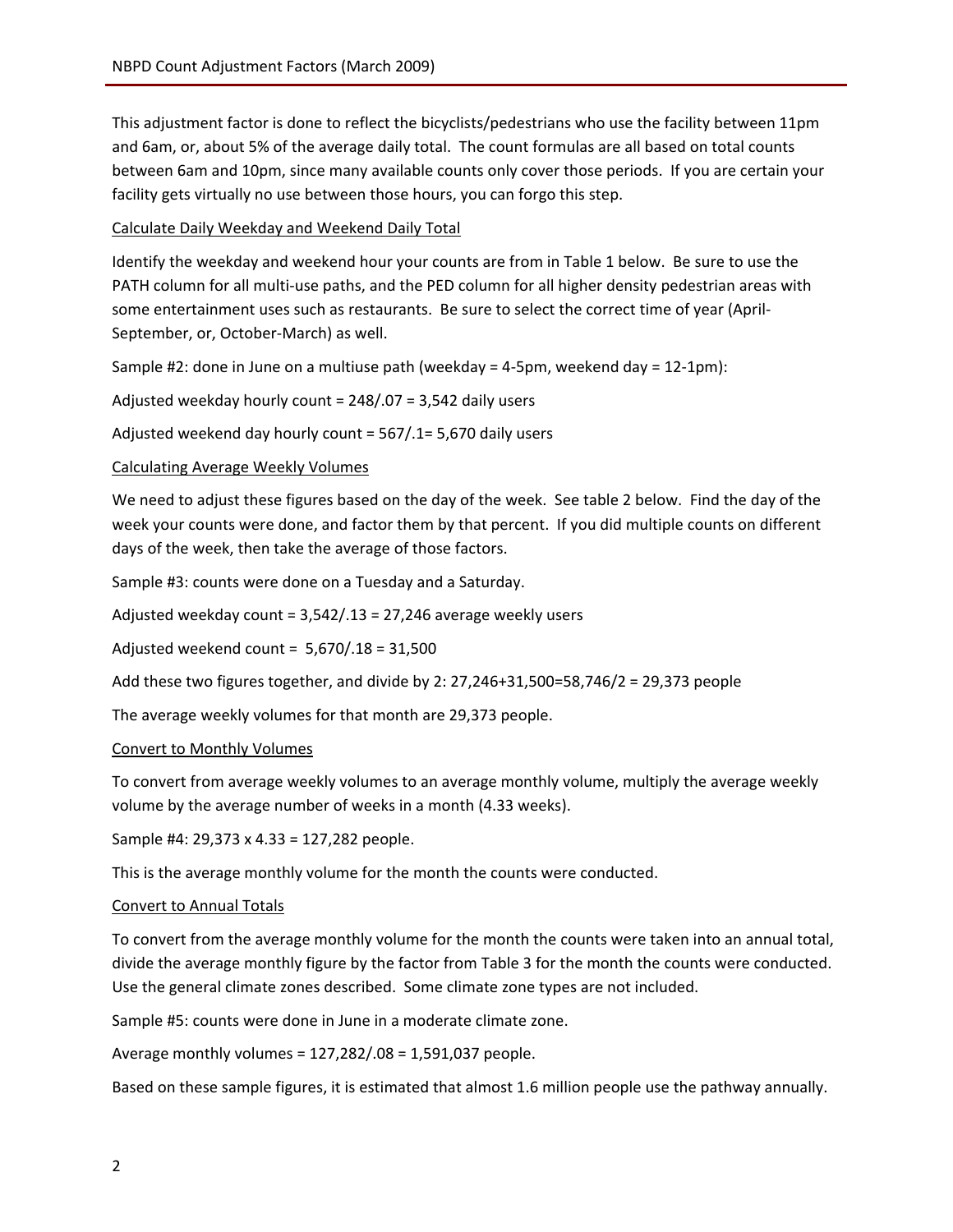This adjustment factor is done to reflect the bicyclists/pedestrians who use the facility between 11pm and 6am, or, about 5% of the average daily total. The count formulas are all based on total counts between 6am and 10pm, since many available counts only cover those periods. If you are certain your facility gets virtually no use between those hours, you can forgo this step.

<u>Calculate Daily Weekday and Weekend Daily Total</u>

Identify the weekday and weekend hour your counts are from in Table 1 below. Be sure to use the PATH column for all multi-use paths, and the PED column for all higher density pedestrian areas with some entertainment uses such as restaurants. Be sure to select the correct time of year (April-September, or, October-March) as well.

Sample #2: done in June on a multiuse path (weekday = 4-5pm, weekend day = 12-1pm):

Adjusted weekday hourly count = 248/.07 = 3,542 daily users

Adjusted weekend day hourly count = 567/.1= 5,670 daily users

<u>Calculating Average Weekly Volumes</u>

We need to adjust these figures based on the day of the week. See table 2 below. Find the day of the week your counts were done, and factor them by that percent. If you did multiple counts on different days of the week, then take the average of those factors.

Sample #3: counts were done on a Tuesday and a Saturday.

Adjusted weekday count = 3,542/.13 = 27,246 average weekly users

Adjusted weekend count = 5,670/.18 = 31,500

Add these two figures together, and divide by 2: 27,246+31,500=58,746/2 = 29,373 people

The average weekly volumes for that month are 29,373 people.

<u>Convert to Monthly Volumes</u>

To convert from average weekly volumes to an average monthly volume, multiply the average weekly volume by the average number of weeks in a month (4.33 weeks).

Sample #4: 29,373 x 4.33 = 127,282 people.

This is the average monthly volume for the month the counts were conducted.

<u>Convert to Annual Totals</u>

To convert from the average monthly volume for the month the counts were taken into an annual total, divide the average monthly figure by the factor from Table 3 for the month the counts were conducted. Use the general climate zones described. Some climate zone types are not included.

Sample #5: counts were done in June in a moderate climate zone.

Average monthly volumes = 127,282/.08 = 1,591,037 people.

Based on these sample figures, it is estimated that almost 1.6 million people use the pathway annually.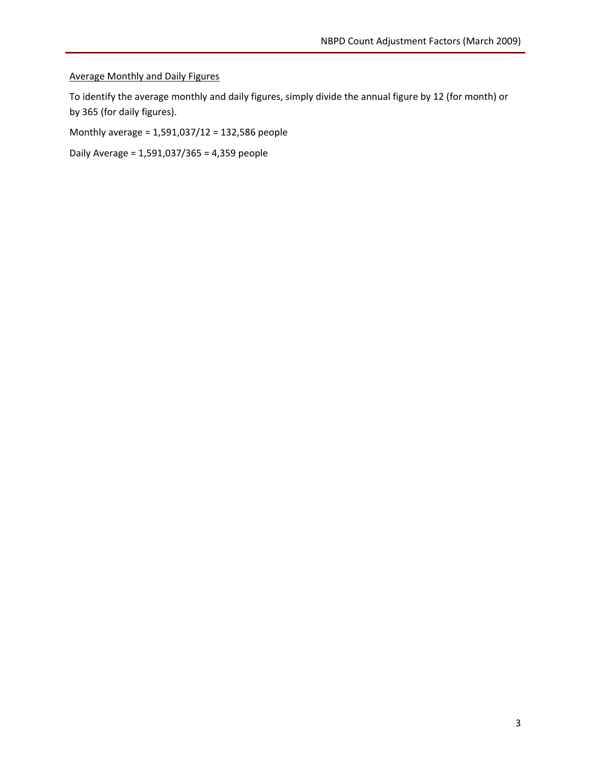<u>Average Monthly and Daily Figures</u>

To identify the average monthly and daily figures, simply divide the annual figure by 12 (for month) or by 365 (for daily figures).

Monthly average = 1,591,037/12 = 132,586 people

Daily Average = 1,591,037/365 = 4,359 people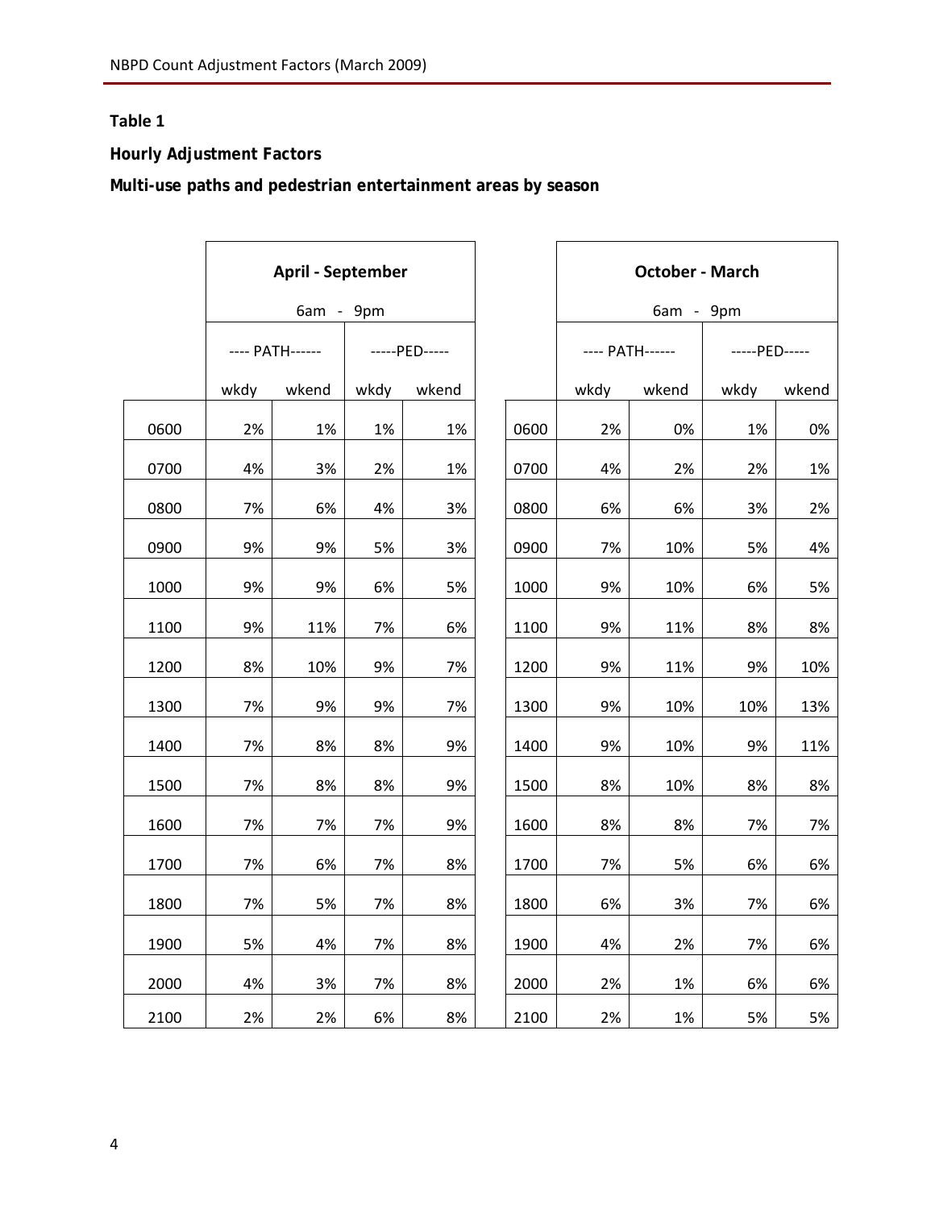**Table 1**

**Hourly Adjustment Factors**

**Multi-use paths and pedestrian entertainment areas by season**

| | April - September 6am - 9pm | | | | | October - March 6am - 9pm | | | |
|---|---|---|---|---|---|---|---|---|---|
| | ---- PATH------ | | -----PED----- | | | ---- PATH------ | | -----PED----- | |
| | wkdy | wkend | wkdy | wkend | | wkdy | wkend | wkdy | wkend |
| 0600 | 2% | 1% | 1% | 1% | 0600 | 2% | 0% | 1% | 0% |
| 0700 | 4% | 3% | 2% | 1% | 0700 | 4% | 2% | 2% | 1% |
| 0800 | 7% | 6% | 4% | 3% | 0800 | 6% | 6% | 3% | 2% |
| 0900 | 9% | 9% | 5% | 3% | 0900 | 7% | 10% | 5% | 4% |
| 1000 | 9% | 9% | 6% | 5% | 1000 | 9% | 10% | 6% | 5% |
| 1100 | 9% | 11% | 7% | 6% | 1100 | 9% | 11% | 8% | 8% |
| 1200 | 8% | 10% | 9% | 7% | 1200 | 9% | 11% | 9% | 10% |
| 1300 | 7% | 9% | 9% | 7% | 1300 | 9% | 10% | 10% | 13% |
| 1400 | 7% | 8% | 8% | 9% | 1400 | 9% | 10% | 9% | 11% |
| 1500 | 7% | 8% | 8% | 9% | 1500 | 8% | 10% | 8% | 8% |
| 1600 | 7% | 7% | 7% | 9% | 1600 | 8% | 8% | 7% | 7% |
| 1700 | 7% | 6% | 7% | 8% | 1700 | 7% | 5% | 6% | 6% |
| 1800 | 7% | 5% | 7% | 8% | 1800 | 6% | 3% | 7% | 6% |
| 1900 | 5% | 4% | 7% | 8% | 1900 | 4% | 2% | 7% | 6% |
| 2000 | 4% | 3% | 7% | 8% | 2000 | 2% | 1% | 6% | 6% |
| 2100 | 2% | 2% | 6% | 8% | 2100 | 2% | 1% | 5% | 5% |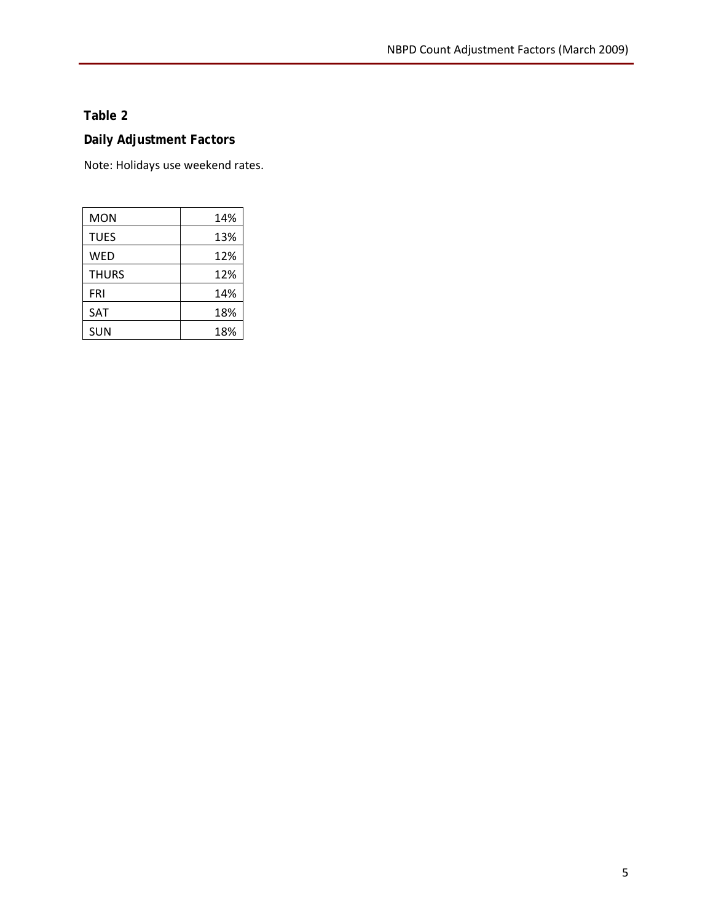**Table 2**

**Daily Adjustment Factors**

Note: Holidays use weekend rates.

| Day | Factor |
|---|---|
| MON | 14% |
| TUES | 13% |
| WED | 12% |
| THURS | 12% |
| FRI | 14% |
| SAT | 18% |
| SUN | 18% |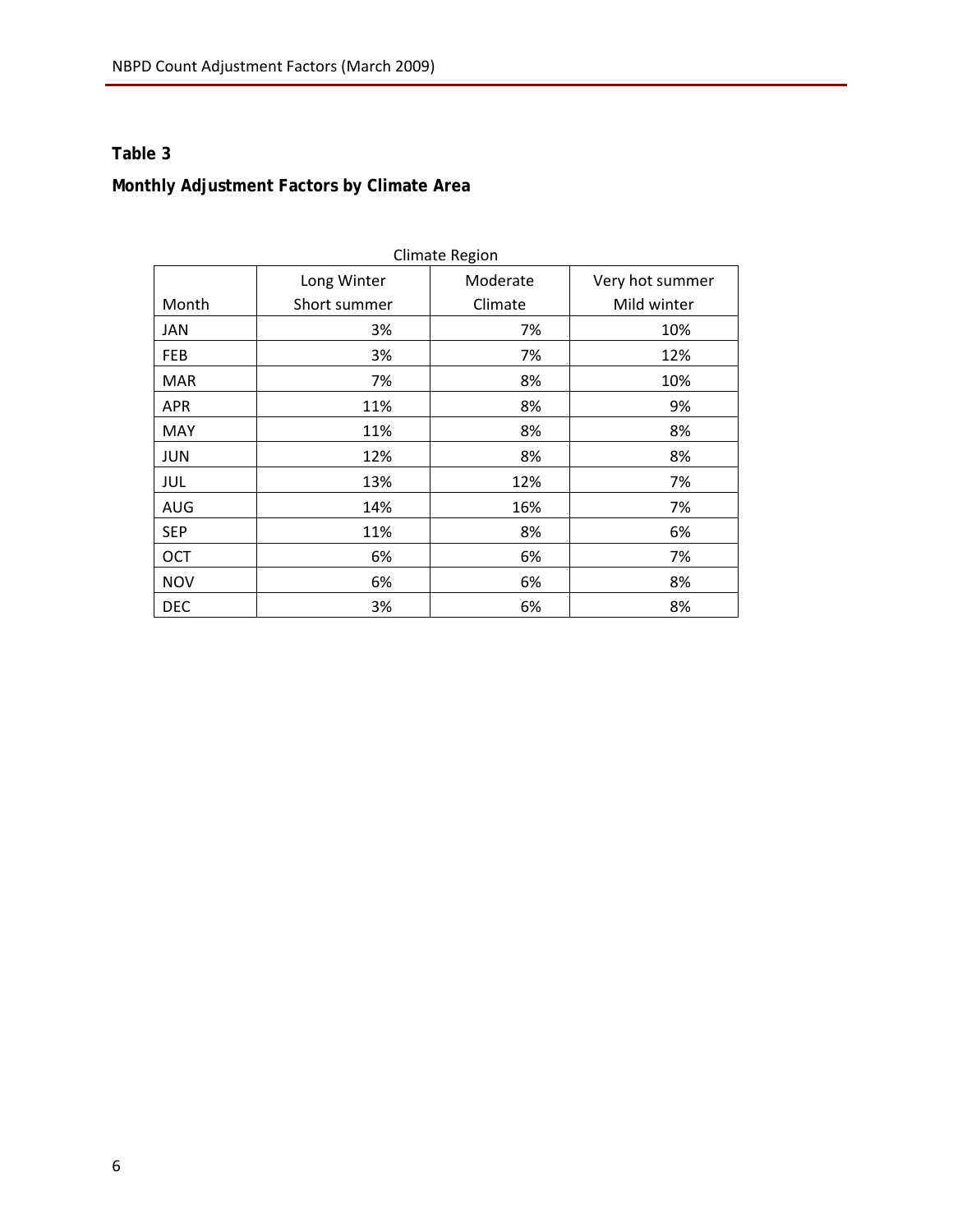**Table 3**

**Monthly Adjustment Factors by Climate Area**

Climate Region

| Month | Long Winter Short summer | Moderate Climate | Very hot summer Mild winter |
|---|---|---|---|
| JAN | 3% | 7% | 10% |
| FEB | 3% | 7% | 12% |
| MAR | 7% | 8% | 10% |
| APR | 11% | 8% | 9% |
| MAY | 11% | 8% | 8% |
| JUN | 12% | 8% | 8% |
| JUL | 13% | 12% | 7% |
| AUG | 14% | 16% | 7% |
| SEP | 11% | 8% | 6% |
| OCT | 6% | 6% | 7% |
| NOV | 6% | 6% | 8% |
| DEC | 3% | 6% | 8% |